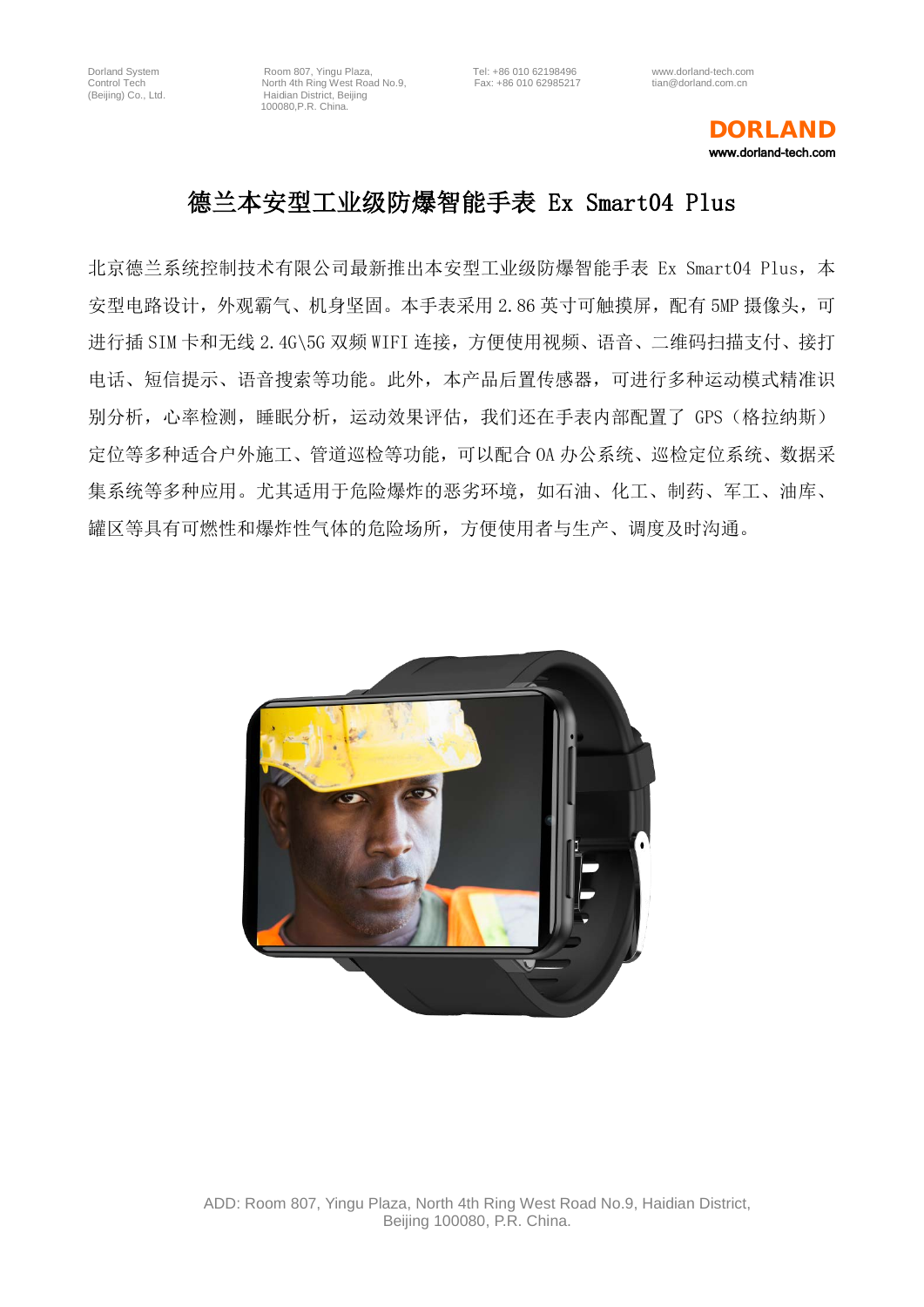# 德兰本安型工业级防爆智能手表 Ex Smart04 Plus

北京德兰系统控制技术有限公司最新推出本安型工业级防爆智能手表 Ex Smart04 Plus，本安型电路设计，外观霸气、机身坚固。本手表采用 2.86 英寸可触摸屏，配有 5MP 摄像头，可进行插 SIM 卡和无线 2.4G\5G 双频 WIFI 连接，方便使用视频、语音、二维码扫描支付、接打电话、短信提示、语音搜索等功能。此外，本产品后置传感器，可进行多种运动模式精准识别分析，心率检测，睡眠分析，运动效果评估，我们还在手表内部配置了 GPS（格拉纳斯）定位等多种适合户外施工、管道巡检等功能，可以配合 OA 办公系统、巡检定位系统、数据采集系统等多种应用。尤其适用于危险爆炸的恶劣环境，如石油、化工、制药、军工、油库、罐区等具有可燃性和爆炸性气体的危险场所，方便使用者与生产、调度及时沟通。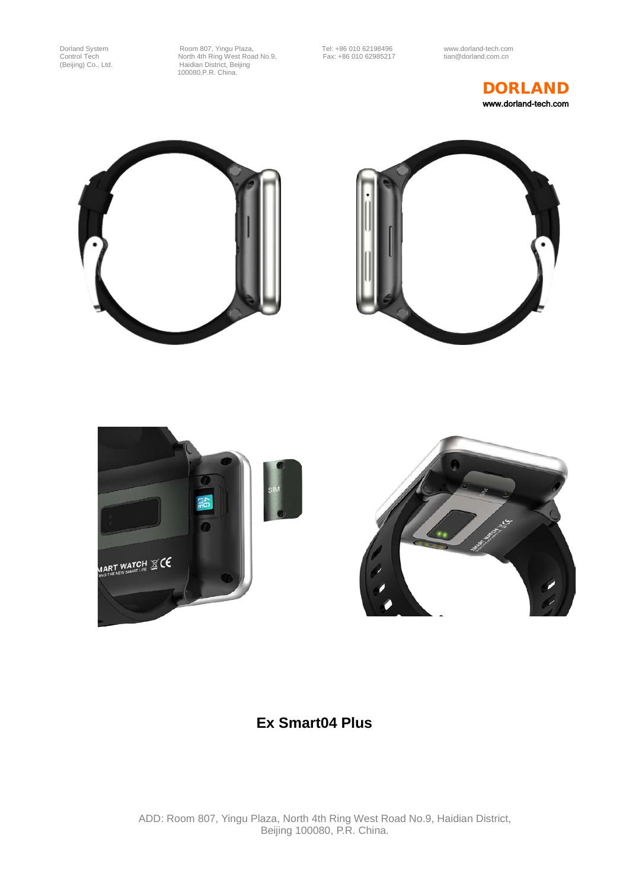**Ex Smart04 Plus**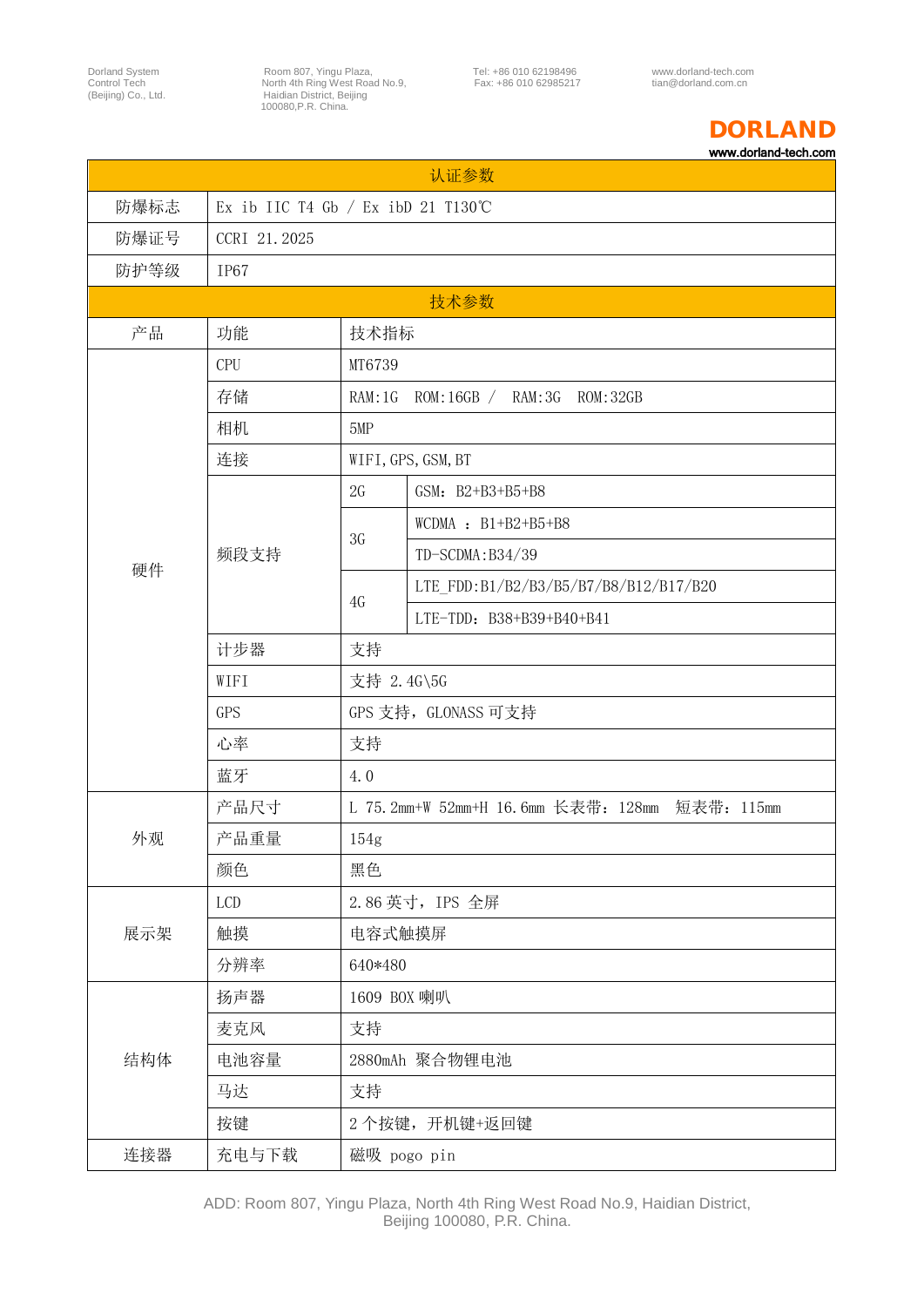| 认证参数 | | | |
|---|---|---|---|
| 防爆标志 | Ex ib IIC T4 Gb / Ex ibD 21 T130℃ | | |
| 防爆证号 | CCRI 21.2025 | | |
| 防护等级 | IP67 | | |
| 技术参数 | | | |
| 产品 | 功能 | 技术指标 | |
| 硬件 | CPU | MT6739 | |
| | 存储 | RAM:1G ROM:16GB / RAM:3G ROM:32GB | |
| | 相机 | 5MP | |
| | 连接 | WIFI,GPS,GSM,BT | |
| | 频段支持 | 2G | GSM：B2+B3+B5+B8 |
| | | 3G | WCDMA ：B1+B2+B5+B8 |
| | | | TD-SCDMA:B34/39 |
| | | 4G | LTE_FDD:B1/B2/B3/B5/B7/B8/B12/B17/B20 |
| | | | LTE-TDD：B38+B39+B40+B41 |
| | 计步器 | 支持 | |
| | WIFI | 支持 2.4G\5G | |
| | GPS | GPS 支持，GLONASS 可支持 | |
| | 心率 | 支持 | |
| | 蓝牙 | 4.0 | |
| 外观 | 产品尺寸 | L 75.2mm+W 52mm+H 16.6mm 长表带：128mm 短表带：115mm | |
| | 产品重量 | 154g | |
| | 颜色 | 黑色 | |
| 展示架 | LCD | 2.86 英寸，IPS 全屏 | |
| | 触摸 | 电容式触摸屏 | |
| | 分辨率 | 640*480 | |
| 结构体 | 扬声器 | 1609 BOX 喇叭 | |
| | 麦克风 | 支持 | |
| | 电池容量 | 2880mAh 聚合物锂电池 | |
| | 马达 | 支持 | |
| | 按键 | 2 个按键，开机键+返回键 | |
| 连接器 | 充电与下载 | 磁吸 pogo pin | |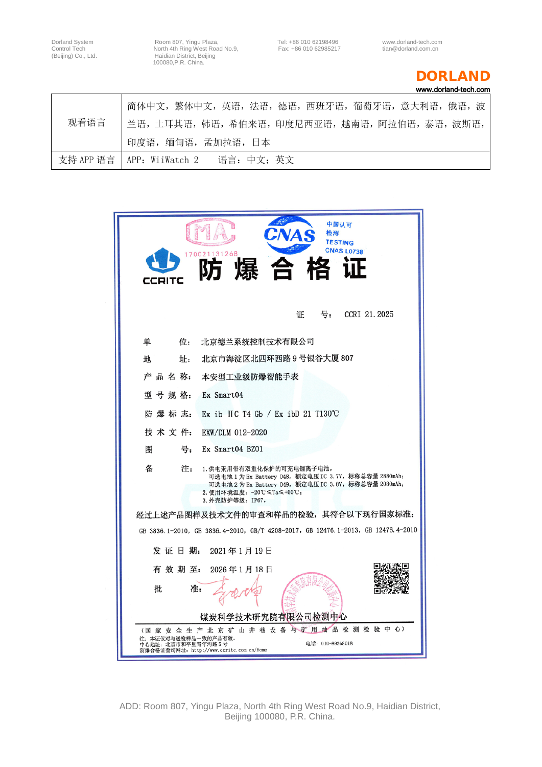| | |
|---|---|
| 观看语言 | 简体中文，繁体中文，英语，法语，德语，西班牙语，葡萄牙语，意大利语，俄语，波兰语，土耳其语，韩语，希伯来语，印度尼西亚语，越南语，阿拉伯语，泰语，波斯语，印度语，缅甸语，孟加拉语，日本 |
| 支持 APP 语言 | APP：WiiWatch 2　　语言：中文；英文 |

MA

170021131268

CNAS

中国认可
检测
TESTING
CNAS L0738

CCRITC

# 防爆合格证

证　　号：　CCRI 21.2025

单　　　位：　北京德兰系统控制技术有限公司

地　　　址：　北京市海淀区北四环西路 9 号银谷大厦 807

产 品 名 称：　本安型工业级防爆智能手表

型 号 规 格：　Ex Smart04

防 爆 标 志：　Ex ib ⅡC T4 Gb / Ex ibD 21 T130℃

技 术 文 件：　EXW/DLM 012-2020

图　　　号：　Ex Smart04 BZ01

备　　　注：
1.供电采用带有双重化保护的可充电锂离子电池，
可选电池 1 为 Ex Battery 048，额定电压 DC 3.7V，标称总容量 2880mAh；
可选电池 2 为 Ex Battery 049，额定电压 DC 3.8V，标称总容量 2080mAh；
2.使用环境温度：-20℃≤Ta≤+60℃；
3.外壳防护等级：IP67。

经过上述产品图样及技术文件的审查和样品的检验，其符合以下现行国家标准：

GB 3836.1-2010，GB 3836.4-2010，GB/T 4208-2017，GB 12476.1-2013，GB 12476.4-2010

发 证 日 期：　2021 年 1 月 19 日

有 效 期 至：　2026 年 1 月 18 日

批　　　准：

煤炭科学技术研究院有限公司检测中心

（国 家 安 全 生 产 北 京 矿 山 井 巷 设 备 与 矿 用 油 品 检 测 检 验 中 心）

注：本证仅对与送检样品一致的产品有效。
中心地址：北京市和平里青年沟路 5 号　　　电话：010-89268018
防爆合格证查询网址：http://www.ccritc.com.cn/Home